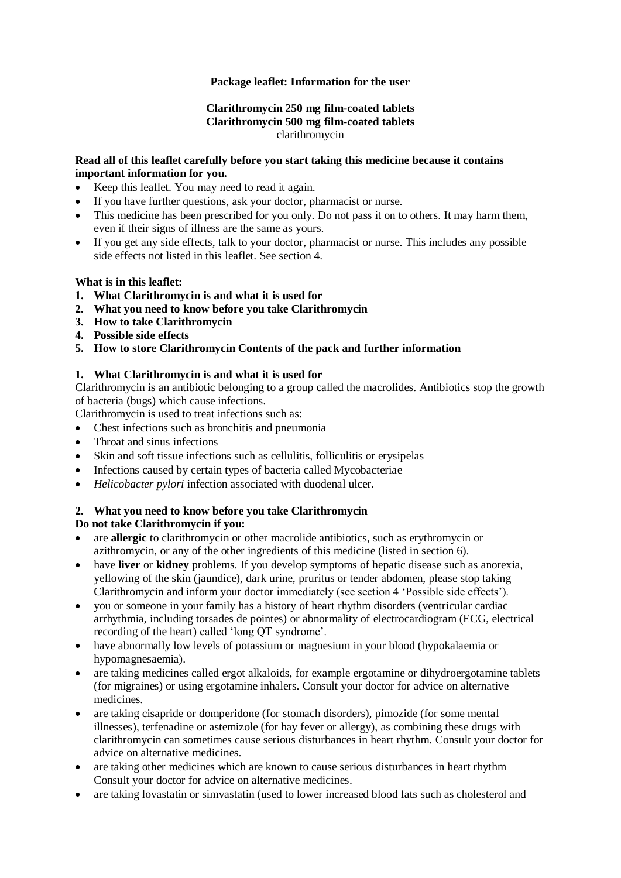**Package leaflet: Information for the user**

**Clarithromycin 250 mg film-coated tablets**
**Clarithromycin 500 mg film-coated tablets**
clarithromycin

**Read all of this leaflet carefully before you start taking this medicine because it contains important information for you.**

- Keep this leaflet. You may need to read it again.
- If you have further questions, ask your doctor, pharmacist or nurse.
- This medicine has been prescribed for you only. Do not pass it on to others. It may harm them, even if their signs of illness are the same as yours.
- If you get any side effects, talk to your doctor, pharmacist or nurse. This includes any possible side effects not listed in this leaflet. See section 4.

**What is in this leaflet:**

1. **What Clarithromycin is and what it is used for**
2. **What you need to know before you take Clarithromycin**
3. **How to take Clarithromycin**
4. **Possible side effects**
5. **How to store Clarithromycin Contents of the pack and further information**

## 1. What Clarithromycin is and what it is used for

Clarithromycin is an antibiotic belonging to a group called the macrolides. Antibiotics stop the growth of bacteria (bugs) which cause infections.

Clarithromycin is used to treat infections such as:

- Chest infections such as bronchitis and pneumonia
- Throat and sinus infections
- Skin and soft tissue infections such as cellulitis, folliculitis or erysipelas
- Infections caused by certain types of bacteria called Mycobacteriae
- *Helicobacter pylori* infection associated with duodenal ulcer.

## 2. What you need to know before you take Clarithromycin

**Do not take Clarithromycin if you:**

- are **allergic** to clarithromycin or other macrolide antibiotics, such as erythromycin or azithromycin, or any of the other ingredients of this medicine (listed in section 6).
- have **liver** or **kidney** problems. If you develop symptoms of hepatic disease such as anorexia, yellowing of the skin (jaundice), dark urine, pruritus or tender abdomen, please stop taking Clarithromycin and inform your doctor immediately (see section 4 'Possible side effects').
- you or someone in your family has a history of heart rhythm disorders (ventricular cardiac arrhythmia, including torsades de pointes) or abnormality of electrocardiogram (ECG, electrical recording of the heart) called 'long QT syndrome'.
- have abnormally low levels of potassium or magnesium in your blood (hypokalaemia or hypomagnesaemia).
- are taking medicines called ergot alkaloids, for example ergotamine or dihydroergotamine tablets (for migraines) or using ergotamine inhalers. Consult your doctor for advice on alternative medicines.
- are taking cisapride or domperidone (for stomach disorders), pimozide (for some mental illnesses), terfenadine or astemizole (for hay fever or allergy), as combining these drugs with clarithromycin can sometimes cause serious disturbances in heart rhythm. Consult your doctor for advice on alternative medicines.
- are taking other medicines which are known to cause serious disturbances in heart rhythm Consult your doctor for advice on alternative medicines.
- are taking lovastatin or simvastatin (used to lower increased blood fats such as cholesterol and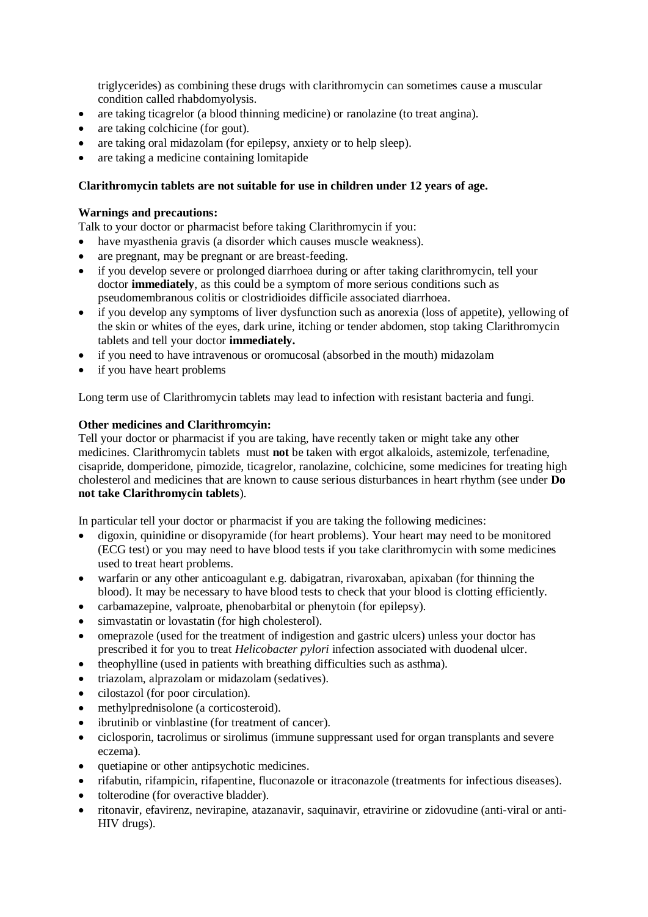triglycerides) as combining these drugs with clarithromycin can sometimes cause a muscular condition called rhabdomyolysis.

- are taking ticagrelor (a blood thinning medicine) or ranolazine (to treat angina).
- are taking colchicine (for gout).
- are taking oral midazolam (for epilepsy, anxiety or to help sleep).
- are taking a medicine containing lomitapide

**Clarithromycin tablets are not suitable for use in children under 12 years of age.**

**Warnings and precautions:**

Talk to your doctor or pharmacist before taking Clarithromycin if you:

- have myasthenia gravis (a disorder which causes muscle weakness).
- are pregnant, may be pregnant or are breast-feeding.
- if you develop severe or prolonged diarrhoea during or after taking clarithromycin, tell your doctor **immediately**, as this could be a symptom of more serious conditions such as pseudomembranous colitis or clostridioides difficile associated diarrhoea.
- if you develop any symptoms of liver dysfunction such as anorexia (loss of appetite), yellowing of the skin or whites of the eyes, dark urine, itching or tender abdomen, stop taking Clarithromycin tablets and tell your doctor **immediately.**
- if you need to have intravenous or oromucosal (absorbed in the mouth) midazolam
- if you have heart problems

Long term use of Clarithromycin tablets may lead to infection with resistant bacteria and fungi.

**Other medicines and Clarithromcyin:**

Tell your doctor or pharmacist if you are taking, have recently taken or might take any other medicines. Clarithromycin tablets must **not** be taken with ergot alkaloids, astemizole, terfenadine, cisapride, domperidone, pimozide, ticagrelor, ranolazine, colchicine, some medicines for treating high cholesterol and medicines that are known to cause serious disturbances in heart rhythm (see under **Do not take Clarithromycin tablets**).

In particular tell your doctor or pharmacist if you are taking the following medicines:

- digoxin, quinidine or disopyramide (for heart problems). Your heart may need to be monitored (ECG test) or you may need to have blood tests if you take clarithromycin with some medicines used to treat heart problems.
- warfarin or any other anticoagulant e.g. dabigatran, rivaroxaban, apixaban (for thinning the blood). It may be necessary to have blood tests to check that your blood is clotting efficiently.
- carbamazepine, valproate, phenobarbital or phenytoin (for epilepsy).
- simvastatin or lovastatin (for high cholesterol).
- omeprazole (used for the treatment of indigestion and gastric ulcers) unless your doctor has prescribed it for you to treat *Helicobacter pylori* infection associated with duodenal ulcer.
- theophylline (used in patients with breathing difficulties such as asthma).
- triazolam, alprazolam or midazolam (sedatives).
- cilostazol (for poor circulation).
- methylprednisolone (a corticosteroid).
- ibrutinib or vinblastine (for treatment of cancer).
- ciclosporin, tacrolimus or sirolimus (immune suppressant used for organ transplants and severe eczema).
- quetiapine or other antipsychotic medicines.
- rifabutin, rifampicin, rifapentine, fluconazole or itraconazole (treatments for infectious diseases).
- tolterodine (for overactive bladder).
- ritonavir, efavirenz, nevirapine, atazanavir, saquinavir, etravirine or zidovudine (anti-viral or anti-HIV drugs).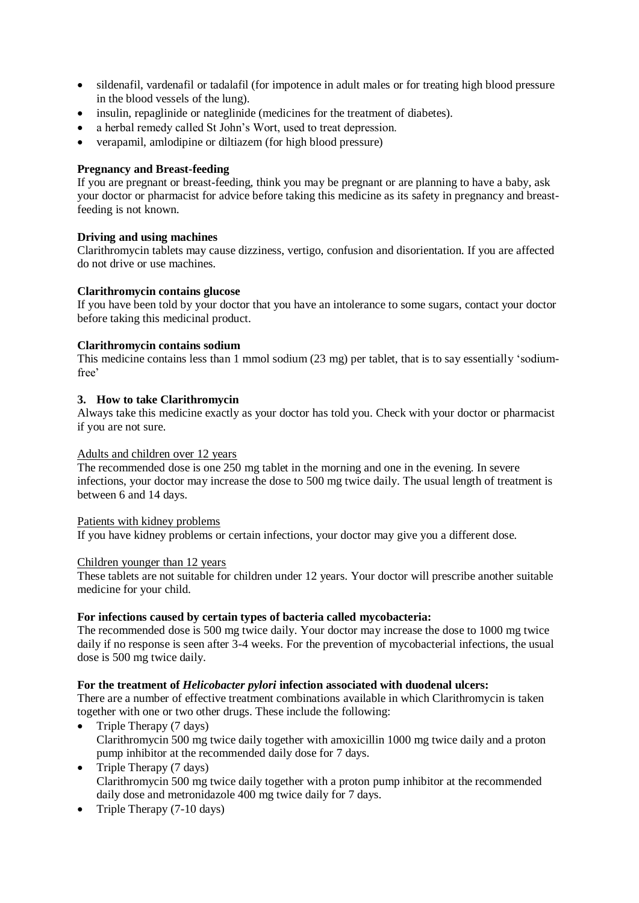- sildenafil, vardenafil or tadalafil (for impotence in adult males or for treating high blood pressure in the blood vessels of the lung).
- insulin, repaglinide or nateglinide (medicines for the treatment of diabetes).
- a herbal remedy called St John's Wort, used to treat depression.
- verapamil, amlodipine or diltiazem (for high blood pressure)

**Pregnancy and Breast-feeding**

If you are pregnant or breast-feeding, think you may be pregnant or are planning to have a baby, ask your doctor or pharmacist for advice before taking this medicine as its safety in pregnancy and breast-feeding is not known.

**Driving and using machines**

Clarithromycin tablets may cause dizziness, vertigo, confusion and disorientation. If you are affected do not drive or use machines.

**Clarithromycin contains glucose**

If you have been told by your doctor that you have an intolerance to some sugars, contact your doctor before taking this medicinal product.

**Clarithromycin contains sodium**

This medicine contains less than 1 mmol sodium (23 mg) per tablet, that is to say essentially 'sodium-free'

## 3. How to take Clarithromycin

Always take this medicine exactly as your doctor has told you. Check with your doctor or pharmacist if you are not sure.

Adults and children over 12 years

The recommended dose is one 250 mg tablet in the morning and one in the evening. In severe infections, your doctor may increase the dose to 500 mg twice daily. The usual length of treatment is between 6 and 14 days.

Patients with kidney problems

If you have kidney problems or certain infections, your doctor may give you a different dose.

Children younger than 12 years

These tablets are not suitable for children under 12 years. Your doctor will prescribe another suitable medicine for your child.

**For infections caused by certain types of bacteria called mycobacteria:**

The recommended dose is 500 mg twice daily. Your doctor may increase the dose to 1000 mg twice daily if no response is seen after 3-4 weeks. For the prevention of mycobacterial infections, the usual dose is 500 mg twice daily.

**For the treatment of *Helicobacter pylori* infection associated with duodenal ulcers:**

There are a number of effective treatment combinations available in which Clarithromycin is taken together with one or two other drugs. These include the following:

- Triple Therapy (7 days)
  Clarithromycin 500 mg twice daily together with amoxicillin 1000 mg twice daily and a proton pump inhibitor at the recommended daily dose for 7 days.
- Triple Therapy (7 days)
  Clarithromycin 500 mg twice daily together with a proton pump inhibitor at the recommended daily dose and metronidazole 400 mg twice daily for 7 days.
- Triple Therapy (7-10 days)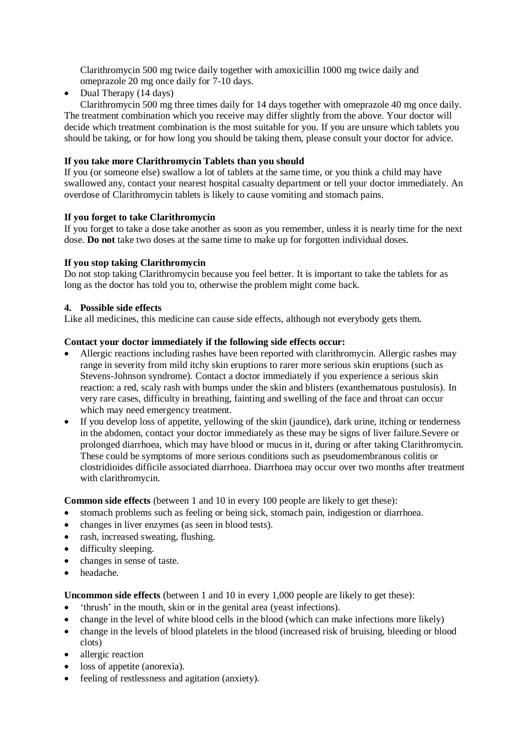Clarithromycin 500 mg twice daily together with amoxicillin 1000 mg twice daily and omeprazole 20 mg once daily for 7-10 days.

- Dual Therapy (14 days)

  Clarithromycin 500 mg three times daily for 14 days together with omeprazole 40 mg once daily.

The treatment combination which you receive may differ slightly from the above. Your doctor will decide which treatment combination is the most suitable for you. If you are unsure which tablets you should be taking, or for how long you should be taking them, please consult your doctor for advice.

**If you take more Clarithromycin Tablets than you should**

If you (or someone else) swallow a lot of tablets at the same time, or you think a child may have swallowed any, contact your nearest hospital casualty department or tell your doctor immediately. An overdose of Clarithromycin tablets is likely to cause vomiting and stomach pains.

**If you forget to take Clarithromycin**

If you forget to take a dose take another as soon as you remember, unless it is nearly time for the next dose. **Do not** take two doses at the same time to make up for forgotten individual doses.

**If you stop taking Clarithromycin**

Do not stop taking Clarithromycin because you feel better. It is important to take the tablets for as long as the doctor has told you to, otherwise the problem might come back.

## 4. Possible side effects

Like all medicines, this medicine can cause side effects, although not everybody gets them.

**Contact your doctor immediately if the following side effects occur:**

- Allergic reactions including rashes have been reported with clarithromycin. Allergic rashes may range in severity from mild itchy skin eruptions to rarer more serious skin eruptions (such as Stevens-Johnson syndrome). Contact a doctor immediately if you experience a serious skin reaction: a red, scaly rash with bumps under the skin and blisters (exanthematous pustulosis). In very rare cases, difficulty in breathing, fainting and swelling of the face and throat can occur which may need emergency treatment.
- If you develop loss of appetite, yellowing of the skin (jaundice), dark urine, itching or tenderness in the abdomen, contact your doctor immediately as these may be signs of liver failure.Severe or prolonged diarrhoea, which may have blood or mucus in it, during or after taking Clarithromycin. These could be symptoms of more serious conditions such as pseudomembranous colitis or clostridioides difficile associated diarrhoea. Diarrhoea may occur over two months after treatment with clarithromycin.

**Common side effects** (between 1 and 10 in every 100 people are likely to get these):

- stomach problems such as feeling or being sick, stomach pain, indigestion or diarrhoea.
- changes in liver enzymes (as seen in blood tests).
- rash, increased sweating, flushing.
- difficulty sleeping.
- changes in sense of taste.
- headache.

**Uncommon side effects** (between 1 and 10 in every 1,000 people are likely to get these):

- 'thrush' in the mouth, skin or in the genital area (yeast infections).
- change in the level of white blood cells in the blood (which can make infections more likely)
- change in the levels of blood platelets in the blood (increased risk of bruising, bleeding or blood clots)
- allergic reaction
- loss of appetite (anorexia).
- feeling of restlessness and agitation (anxiety).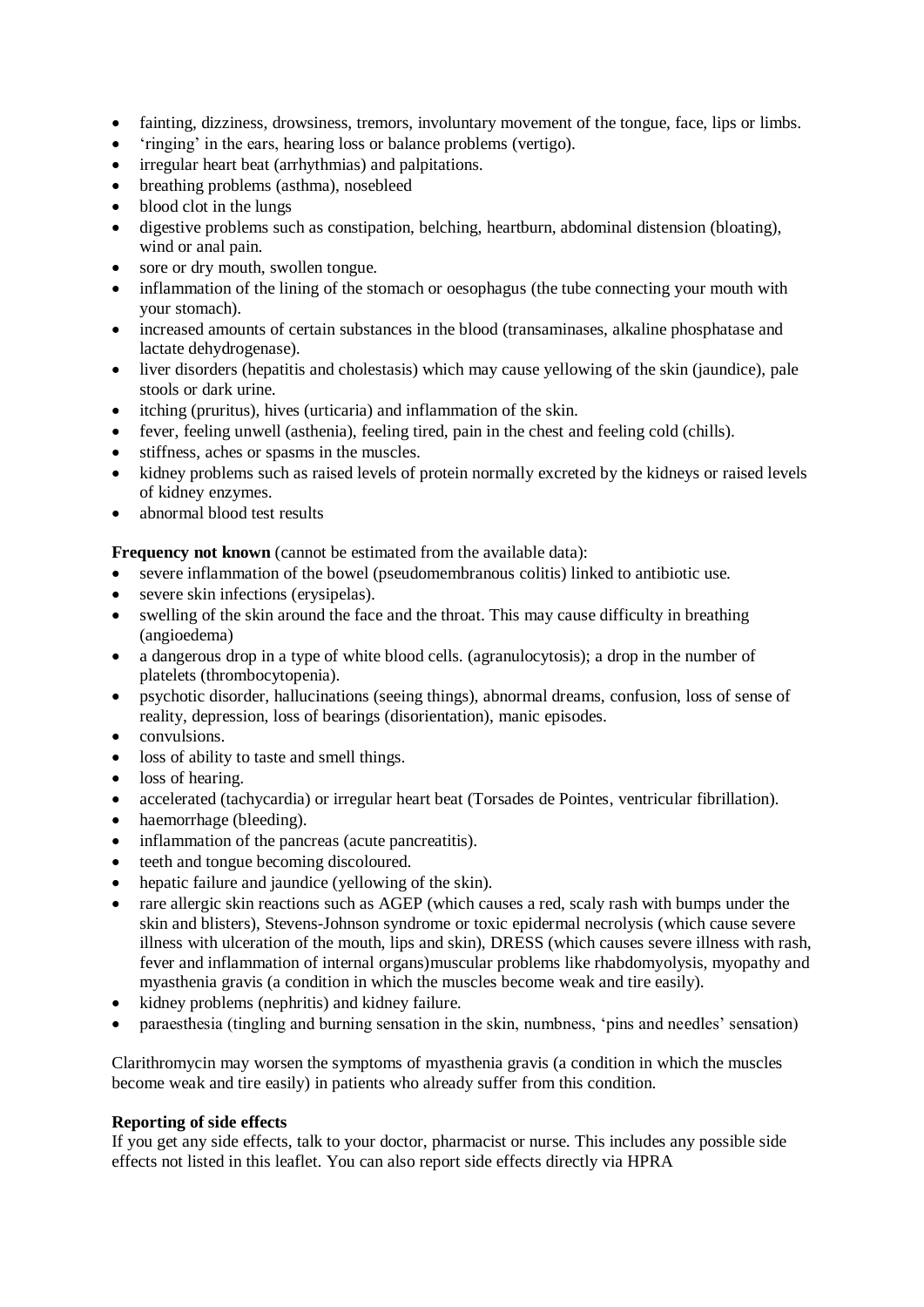- fainting, dizziness, drowsiness, tremors, involuntary movement of the tongue, face, lips or limbs.
- 'ringing' in the ears, hearing loss or balance problems (vertigo).
- irregular heart beat (arrhythmias) and palpitations.
- breathing problems (asthma), nosebleed
- blood clot in the lungs
- digestive problems such as constipation, belching, heartburn, abdominal distension (bloating), wind or anal pain.
- sore or dry mouth, swollen tongue.
- inflammation of the lining of the stomach or oesophagus (the tube connecting your mouth with your stomach).
- increased amounts of certain substances in the blood (transaminases, alkaline phosphatase and lactate dehydrogenase).
- liver disorders (hepatitis and cholestasis) which may cause yellowing of the skin (jaundice), pale stools or dark urine.
- itching (pruritus), hives (urticaria) and inflammation of the skin.
- fever, feeling unwell (asthenia), feeling tired, pain in the chest and feeling cold (chills).
- stiffness, aches or spasms in the muscles.
- kidney problems such as raised levels of protein normally excreted by the kidneys or raised levels of kidney enzymes.
- abnormal blood test results

**Frequency not known** (cannot be estimated from the available data):

- severe inflammation of the bowel (pseudomembranous colitis) linked to antibiotic use.
- severe skin infections (erysipelas).
- swelling of the skin around the face and the throat. This may cause difficulty in breathing (angioedema)
- a dangerous drop in a type of white blood cells. (agranulocytosis); a drop in the number of platelets (thrombocytopenia).
- psychotic disorder, hallucinations (seeing things), abnormal dreams, confusion, loss of sense of reality, depression, loss of bearings (disorientation), manic episodes.
- convulsions.
- loss of ability to taste and smell things.
- loss of hearing.
- accelerated (tachycardia) or irregular heart beat (Torsades de Pointes, ventricular fibrillation).
- haemorrhage (bleeding).
- inflammation of the pancreas (acute pancreatitis).
- teeth and tongue becoming discoloured.
- hepatic failure and jaundice (yellowing of the skin).
- rare allergic skin reactions such as AGEP (which causes a red, scaly rash with bumps under the skin and blisters), Stevens-Johnson syndrome or toxic epidermal necrolysis (which cause severe illness with ulceration of the mouth, lips and skin), DRESS (which causes severe illness with rash, fever and inflammation of internal organs)muscular problems like rhabdomyolysis, myopathy and myasthenia gravis (a condition in which the muscles become weak and tire easily).
- kidney problems (nephritis) and kidney failure.
- paraesthesia (tingling and burning sensation in the skin, numbness, 'pins and needles' sensation)

Clarithromycin may worsen the symptoms of myasthenia gravis (a condition in which the muscles become weak and tire easily) in patients who already suffer from this condition.

**Reporting of side effects**

If you get any side effects, talk to your doctor, pharmacist or nurse. This includes any possible side effects not listed in this leaflet. You can also report side effects directly via HPRA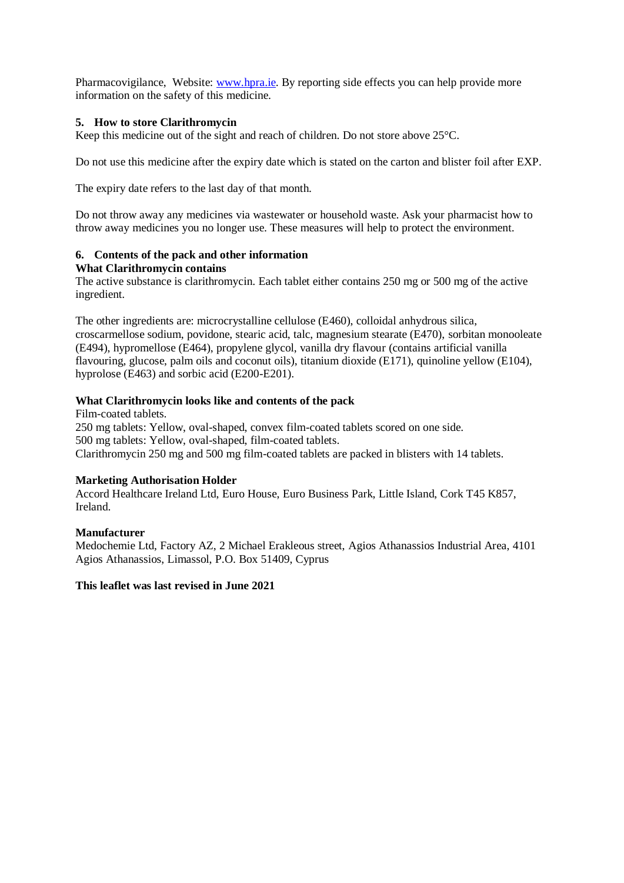Pharmacovigilance, Website: www.hpra.ie. By reporting side effects you can help provide more information on the safety of this medicine.

## 5. How to store Clarithromycin

Keep this medicine out of the sight and reach of children. Do not store above 25°C.

Do not use this medicine after the expiry date which is stated on the carton and blister foil after EXP.

The expiry date refers to the last day of that month.

Do not throw away any medicines via wastewater or household waste. Ask your pharmacist how to throw away medicines you no longer use. These measures will help to protect the environment.

## 6. Contents of the pack and other information

**What Clarithromycin contains**

The active substance is clarithromycin. Each tablet either contains 250 mg or 500 mg of the active ingredient.

The other ingredients are: microcrystalline cellulose (E460), colloidal anhydrous silica, croscarmellose sodium, povidone, stearic acid, talc, magnesium stearate (E470), sorbitan monooleate (E494), hypromellose (E464), propylene glycol, vanilla dry flavour (contains artificial vanilla flavouring, glucose, palm oils and coconut oils), titanium dioxide (E171), quinoline yellow (E104), hyprolose (E463) and sorbic acid (E200-E201).

**What Clarithromycin looks like and contents of the pack**

Film-coated tablets.
250 mg tablets: Yellow, oval-shaped, convex film-coated tablets scored on one side.
500 mg tablets: Yellow, oval-shaped, film-coated tablets.
Clarithromycin 250 mg and 500 mg film-coated tablets are packed in blisters with 14 tablets.

**Marketing Authorisation Holder**

Accord Healthcare Ireland Ltd, Euro House, Euro Business Park, Little Island, Cork T45 K857, Ireland.

**Manufacturer**

Medochemie Ltd, Factory AZ, 2 Michael Erakleous street, Agios Athanassios Industrial Area, 4101 Agios Athanassios, Limassol, P.O. Box 51409, Cyprus

**This leaflet was last revised in June 2021**